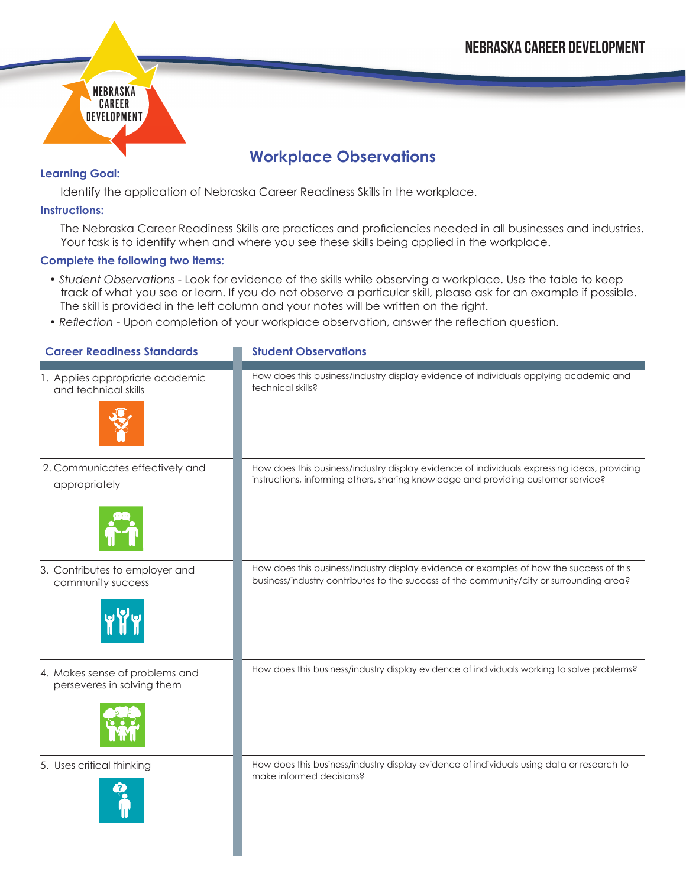# Workplace Observations

**Learning Goal:**

Identify the application of Nebraska Career Readiness Skills in the workplace.

**Instructions:**

The Nebraska Career Readiness Skills are practices and proficiencies needed in all businesses and industries. Your task is to identify when and where you see these skills being applied in the workplace.

**Complete the following two items:**

- *Student Observations* - Look for evidence of the skills while observing a workplace. Use the table to keep track of what you see or learn. If you do not observe a particular skill, please ask for an example if possible. The skill is provided in the left column and your notes will be written on the right.
- *Reflection* - Upon completion of your workplace observation, answer the reflection question.

| Career Readiness Standards | Student Observations |
|---|---|
| 1. Applies appropriate academic and technical skills | How does this business/industry display evidence of individuals applying academic and technical skills? |
| 2. Communicates effectively and appropriately | How does this business/industry display evidence of individuals expressing ideas, providing instructions, informing others, sharing knowledge and providing customer service? |
| 3. Contributes to employer and community success | How does this business/industry display evidence or examples of how the success of this business/industry contributes to the success of the community/city or surrounding area? |
| 4. Makes sense of problems and perseveres in solving them | How does this business/industry display evidence of individuals working to solve problems? |
| 5. Uses critical thinking | How does this business/industry display evidence of individuals using data or research to make informed decisions? |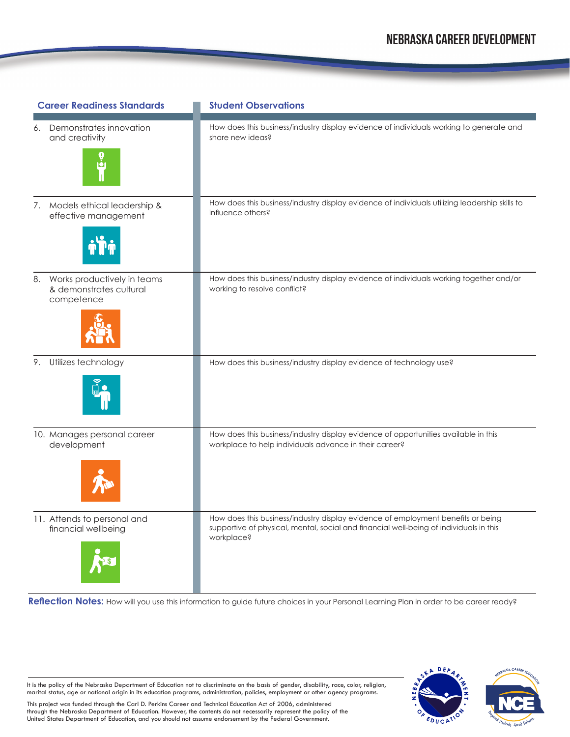| Career Readiness Standards | Student Observations |
| --- | --- |
| 6. Demonstrates innovation and creativity | How does this business/industry display evidence of individuals working to generate and share new ideas? |
| 7. Models ethical leadership & effective management | How does this business/industry display evidence of individuals utilizing leadership skills to influence others? |
| 8. Works productively in teams & demonstrates cultural competence | How does this business/industry display evidence of individuals working together and/or working to resolve conflict? |
| 9. Utilizes technology | How does this business/industry display evidence of technology use? |
| 10. Manages personal career development | How does this business/industry display evidence of opportunities available in this workplace to help individuals advance in their career? |
| 11. Attends to personal and financial wellbeing | How does this business/industry display evidence of employment benefits or being supportive of physical, mental, social and financial well-being of individuals in this workplace? |

**Reflection Notes:** How will you use this information to guide future choices in your Personal Learning Plan in order to be career ready?

It is the policy of the Nebraska Department of Education not to discriminate on the basis of gender, disability, race, color, religion, marital status, age or national origin in its education programs, administration, policies, employment or other agency programs.

This project was funded through the Carl D. Perkins Career and Technical Education Act of 2006, administered through the Nebraska Department of Education. However, the contents do not necessarily represent the policy of the United States Department of Education, and you should not assume endorsement by the Federal Government.